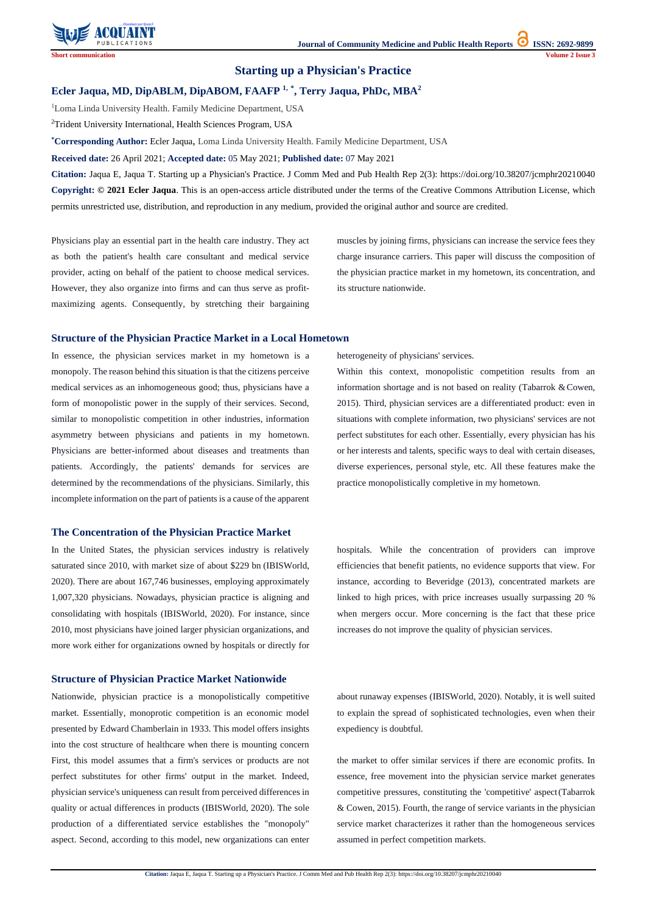Short communication

# Starting up a Physician's Practice

**Ecler Jaqua, MD, DipABLM, DipABOM, FAAFP [1,*], Terry Jaqua, PhDc, MBA[2]**

[1]Loma Linda University Health. Family Medicine Department, USA

[2]Trident University International, Health Sciences Program, USA

**[*]Corresponding Author:** Ecler Jaqua, Loma Linda University Health. Family Medicine Department, USA

**Received date:** 26 April 2021; **Accepted date:** 05 May 2021; **Published date:** 07 May 2021

**Citation:** Jaqua E, Jaqua T. Starting up a Physician's Practice. J Comm Med and Pub Health Rep 2(3): https://doi.org/10.38207/jcmphr20210040

**Copyright: © 2021 Ecler Jaqua**. This is an open-access article distributed under the terms of the Creative Commons Attribution License, which permits unrestricted use, distribution, and reproduction in any medium, provided the original author and source are credited.

Physicians play an essential part in the health care industry. They act as both the patient's health care consultant and medical service provider, acting on behalf of the patient to choose medical services. However, they also organize into firms and can thus serve as profit-maximizing agents. Consequently, by stretching their bargaining muscles by joining firms, physicians can increase the service fees they charge insurance carriers. This paper will discuss the composition of the physician practice market in my hometown, its concentration, and its structure nationwide.

## Structure of the Physician Practice Market in a Local Hometown

In essence, the physician services market in my hometown is a monopoly. The reason behind this situation is that the citizens perceive medical services as an inhomogeneous good; thus, physicians have a form of monopolistic power in the supply of their services. Second, similar to monopolistic competition in other industries, information asymmetry between physicians and patients in my hometown. Physicians are better-informed about diseases and treatments than patients. Accordingly, the patients' demands for services are determined by the recommendations of the physicians. Similarly, this incomplete information on the part of patients is a cause of the apparent heterogeneity of physicians' services.

Within this context, monopolistic competition results from an information shortage and is not based on reality (Tabarrok & Cowen, 2015). Third, physician services are a differentiated product: even in situations with complete information, two physicians' services are not perfect substitutes for each other. Essentially, every physician has his or her interests and talents, specific ways to deal with certain diseases, diverse experiences, personal style, etc. All these features make the practice monopolistically completive in my hometown.

## The Concentration of the Physician Practice Market

In the United States, the physician services industry is relatively saturated since 2010, with market size of about $229 bn (IBISWorld, 2020). There are about 167,746 businesses, employing approximately 1,007,320 physicians. Nowadays, physician practice is aligning and consolidating with hospitals (IBISWorld, 2020). For instance, since 2010, most physicians have joined larger physician organizations, and more work either for organizations owned by hospitals or directly for hospitals. While the concentration of providers can improve efficiencies that benefit patients, no evidence supports that view. For instance, according to Beveridge (2013), concentrated markets are linked to high prices, with price increases usually surpassing 20 % when mergers occur. More concerning is the fact that these price increases do not improve the quality of physician services.

## Structure of Physician Practice Market Nationwide

Nationwide, physician practice is a monopolistically competitive market. Essentially, monoprotic competition is an economic model presented by Edward Chamberlain in 1933. This model offers insights into the cost structure of healthcare when there is mounting concern about runaway expenses (IBISWorld, 2020). Notably, it is well suited to explain the spread of sophisticated technologies, even when their expediency is doubtful.

First, this model assumes that a firm's services or products are not perfect substitutes for other firms' output in the market. Indeed, physician service's uniqueness can result from perceived differences in quality or actual differences in products (IBISWorld, 2020). The sole production of a differentiated service establishes the "monopoly" aspect. Second, according to this model, new organizations can enter the market to offer similar services if there are economic profits. In essence, free movement into the physician service market generates competitive pressures, constituting the 'competitive' aspect (Tabarrok & Cowen, 2015). Fourth, the range of service variants in the physician service market characterizes it rather than the homogeneous services assumed in perfect competition markets.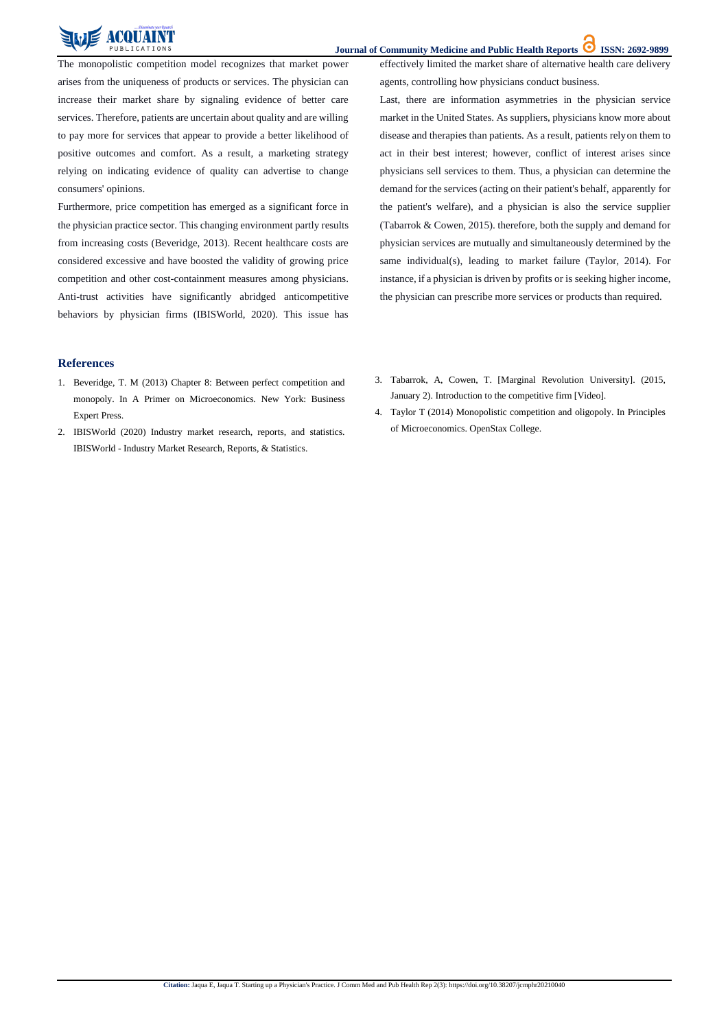The monopolistic competition model recognizes that market power arises from the uniqueness of products or services. The physician can increase their market share by signaling evidence of better care services. Therefore, patients are uncertain about quality and are willing to pay more for services that appear to provide a better likelihood of positive outcomes and comfort. As a result, a marketing strategy relying on indicating evidence of quality can advertise to change consumers' opinions.

Furthermore, price competition has emerged as a significant force in the physician practice sector. This changing environment partly results from increasing costs (Beveridge, 2013). Recent healthcare costs are considered excessive and have boosted the validity of growing price competition and other cost-containment measures among physicians. Anti-trust activities have significantly abridged anticompetitive behaviors by physician firms (IBISWorld, 2020). This issue has effectively limited the market share of alternative health care delivery agents, controlling how physicians conduct business.

Last, there are information asymmetries in the physician service market in the United States. As suppliers, physicians know more about disease and therapies than patients. As a result, patients rely on them to act in their best interest; however, conflict of interest arises since physicians sell services to them. Thus, a physician can determine the demand for the services (acting on their patient's behalf, apparently for the patient's welfare), and a physician is also the service supplier (Tabarrok & Cowen, 2015). therefore, both the supply and demand for physician services are mutually and simultaneously determined by the same individual(s), leading to market failure (Taylor, 2014). For instance, if a physician is driven by profits or is seeking higher income, the physician can prescribe more services or products than required.

## References

1. Beveridge, T. M (2013) Chapter 8: Between perfect competition and monopoly. In A Primer on Microeconomics. New York: Business Expert Press.
2. IBISWorld (2020) Industry market research, reports, and statistics. IBISWorld - Industry Market Research, Reports, & Statistics.
3. Tabarrok, A, Cowen, T. [Marginal Revolution University]. (2015, January 2). Introduction to the competitive firm [Video].
4. Taylor T (2014) Monopolistic competition and oligopoly. In Principles of Microeconomics. OpenStax College.